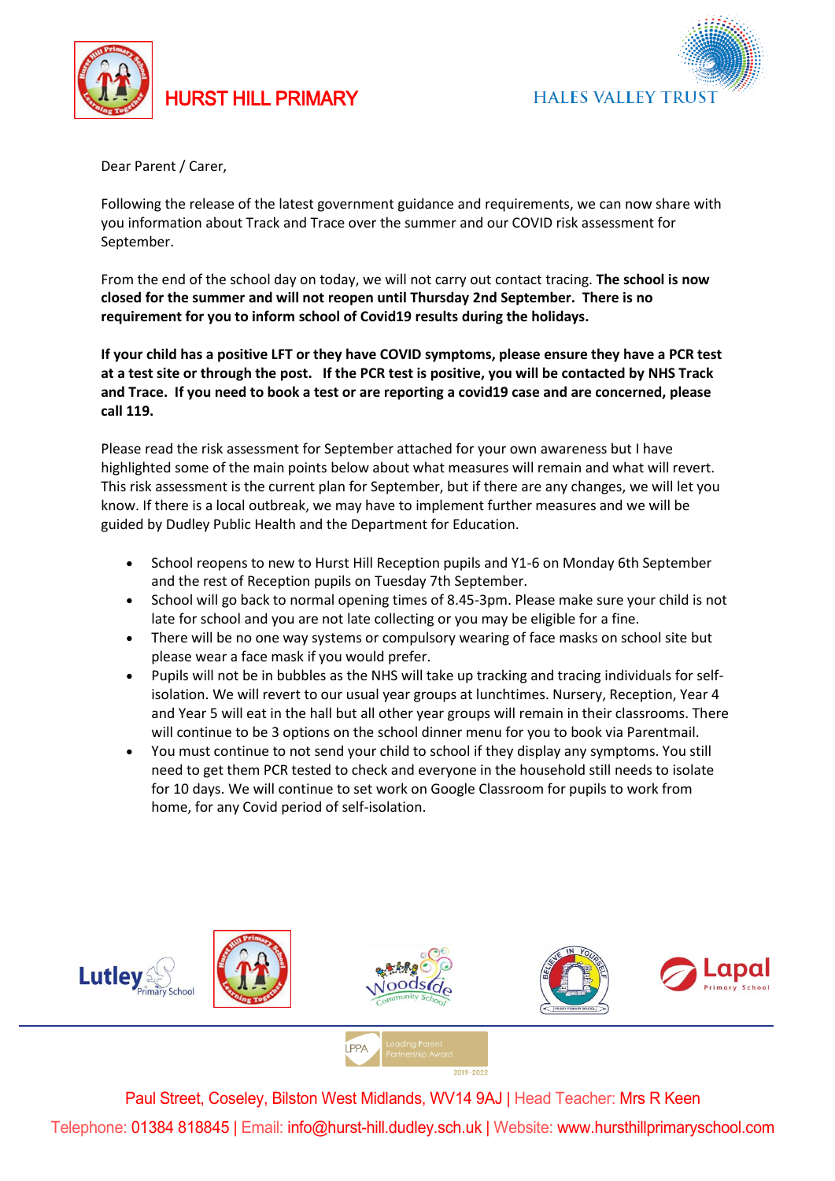# HURST HILL PRIMARY

HALES VALLEY TRUST

Dear Parent / Carer,

Following the release of the latest government guidance and requirements, we can now share with you information about Track and Trace over the summer and our COVID risk assessment for September.

From the end of the school day on today, we will not carry out contact tracing. **The school is now closed for the summer and will not reopen until Thursday 2nd September. There is no requirement for you to inform school of Covid19 results during the holidays.**

**If your child has a positive LFT or they have COVID symptoms, please ensure they have a PCR test at a test site or through the post. If the PCR test is positive, you will be contacted by NHS Track and Trace. If you need to book a test or are reporting a covid19 case and are concerned, please call 119.**

Please read the risk assessment for September attached for your own awareness but I have highlighted some of the main points below about what measures will remain and what will revert. This risk assessment is the current plan for September, but if there are any changes, we will let you know. If there is a local outbreak, we may have to implement further measures and we will be guided by Dudley Public Health and the Department for Education.

- School reopens to new to Hurst Hill Reception pupils and Y1-6 on Monday 6th September and the rest of Reception pupils on Tuesday 7th September.
- School will go back to normal opening times of 8.45-3pm. Please make sure your child is not late for school and you are not late collecting or you may be eligible for a fine.
- There will be no one way systems or compulsory wearing of face masks on school site but please wear a face mask if you would prefer.
- Pupils will not be in bubbles as the NHS will take up tracking and tracing individuals for self-isolation. We will revert to our usual year groups at lunchtimes. Nursery, Reception, Year 4 and Year 5 will eat in the hall but all other year groups will remain in their classrooms. There will continue to be 3 options on the school dinner menu for you to book via Parentmail.
- You must continue to not send your child to school if they display any symptoms. You still need to get them PCR tested to check and everyone in the household still needs to isolate for 10 days. We will continue to set work on Google Classroom for pupils to work from home, for any Covid period of self-isolation.

Paul Street, Coseley, Bilston West Midlands, WV14 9AJ | Head Teacher: Mrs R Keen

Telephone: 01384 818845 | Email: info@hurst-hill.dudley.sch.uk | Website: www.hursthillprimaryschool.com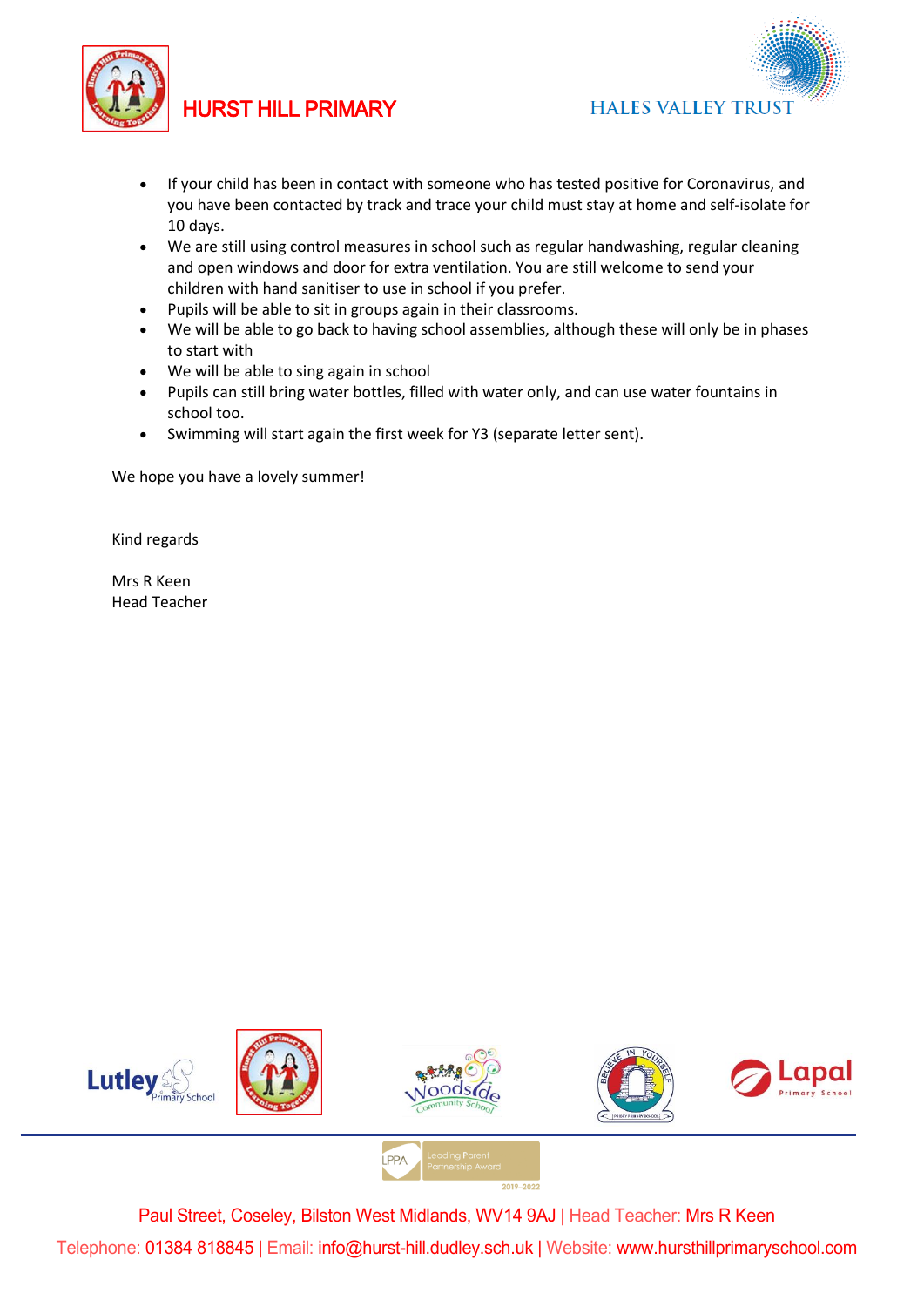- If your child has been in contact with someone who has tested positive for Coronavirus, and you have been contacted by track and trace your child must stay at home and self-isolate for 10 days.
- We are still using control measures in school such as regular handwashing, regular cleaning and open windows and door for extra ventilation. You are still welcome to send your children with hand sanitiser to use in school if you prefer.
- Pupils will be able to sit in groups again in their classrooms.
- We will be able to go back to having school assemblies, although these will only be in phases to start with
- We will be able to sing again in school
- Pupils can still bring water bottles, filled with water only, and can use water fountains in school too.
- Swimming will start again the first week for Y3 (separate letter sent).

We hope you have a lovely summer!

Kind regards

Mrs R Keen
Head Teacher